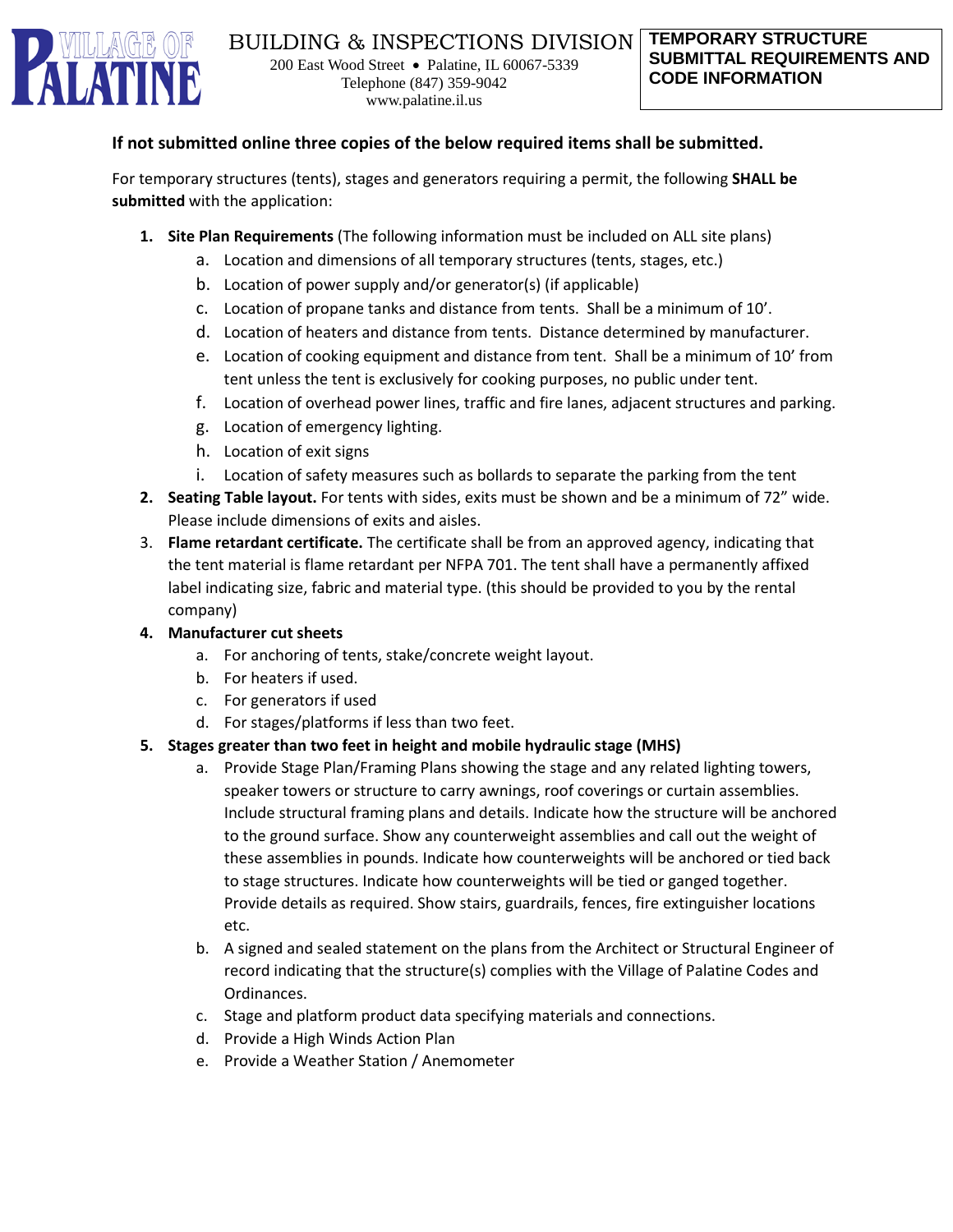# VILLAGE OF PALATINE

BUILDING & INSPECTIONS DIVISION
200 East Wood Street • Palatine, IL 60067-5339
Telephone (847) 359-9042
www.palatine.il.us

**TEMPORARY STRUCTURE SUBMITTAL REQUIREMENTS AND CODE INFORMATION**

**If not submitted online three copies of the below required items shall be submitted.**

For temporary structures (tents), stages and generators requiring a permit, the following **SHALL be submitted** with the application:

1. **Site Plan Requirements** (The following information must be included on ALL site plans)
   a. Location and dimensions of all temporary structures (tents, stages, etc.)
   b. Location of power supply and/or generator(s) (if applicable)
   c. Location of propane tanks and distance from tents. Shall be a minimum of 10'.
   d. Location of heaters and distance from tents. Distance determined by manufacturer.
   e. Location of cooking equipment and distance from tent. Shall be a minimum of 10' from tent unless the tent is exclusively for cooking purposes, no public under tent.
   f. Location of overhead power lines, traffic and fire lanes, adjacent structures and parking.
   g. Location of emergency lighting.
   h. Location of exit signs
   i. Location of safety measures such as bollards to separate the parking from the tent
2. **Seating Table layout.** For tents with sides, exits must be shown and be a minimum of 72" wide. Please include dimensions of exits and aisles.
3. **Flame retardant certificate.** The certificate shall be from an approved agency, indicating that the tent material is flame retardant per NFPA 701. The tent shall have a permanently affixed label indicating size, fabric and material type. (this should be provided to you by the rental company)
4. **Manufacturer cut sheets**
   a. For anchoring of tents, stake/concrete weight layout.
   b. For heaters if used.
   c. For generators if used
   d. For stages/platforms if less than two feet.
5. **Stages greater than two feet in height and mobile hydraulic stage (MHS)**
   a. Provide Stage Plan/Framing Plans showing the stage and any related lighting towers, speaker towers or structure to carry awnings, roof coverings or curtain assemblies. Include structural framing plans and details. Indicate how the structure will be anchored to the ground surface. Show any counterweight assemblies and call out the weight of these assemblies in pounds. Indicate how counterweights will be anchored or tied back to stage structures. Indicate how counterweights will be tied or ganged together. Provide details as required. Show stairs, guardrails, fences, fire extinguisher locations etc.
   b. A signed and sealed statement on the plans from the Architect or Structural Engineer of record indicating that the structure(s) complies with the Village of Palatine Codes and Ordinances.
   c. Stage and platform product data specifying materials and connections.
   d. Provide a High Winds Action Plan
   e. Provide a Weather Station / Anemometer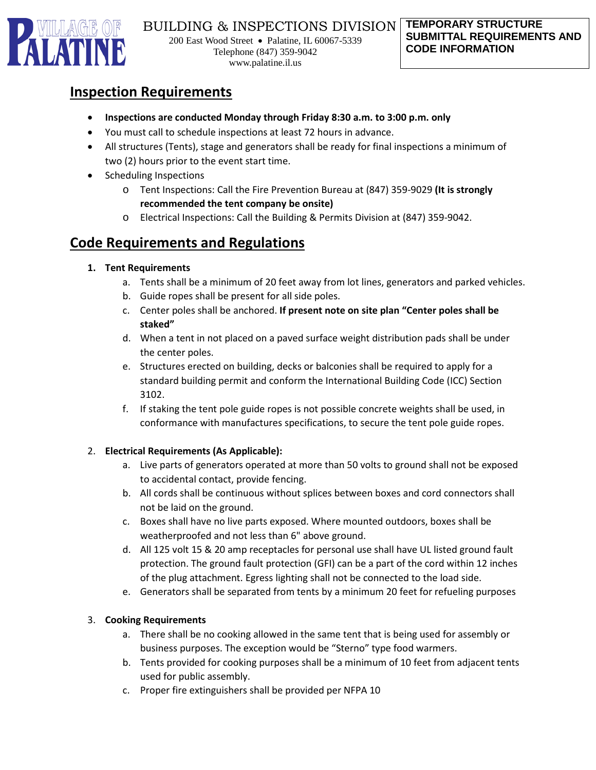BUILDING & INSPECTIONS DIVISION
200 East Wood Street • Palatine, IL 60067-5339
Telephone (847) 359-9042
www.palatine.il.us

**TEMPORARY STRUCTURE SUBMITTAL REQUIREMENTS AND CODE INFORMATION**

## Inspection Requirements

- **Inspections are conducted Monday through Friday 8:30 a.m. to 3:00 p.m. only**
- You must call to schedule inspections at least 72 hours in advance.
- All structures (Tents), stage and generators shall be ready for final inspections a minimum of two (2) hours prior to the event start time.
- Scheduling Inspections
  - Tent Inspections: Call the Fire Prevention Bureau at (847) 359-9029 **(It is strongly recommended the tent company be onsite)**
  - Electrical Inspections: Call the Building & Permits Division at (847) 359-9042.

## Code Requirements and Regulations

1. **Tent Requirements**
   a. Tents shall be a minimum of 20 feet away from lot lines, generators and parked vehicles.
   b. Guide ropes shall be present for all side poles.
   c. Center poles shall be anchored. **If present note on site plan "Center poles shall be staked"**
   d. When a tent in not placed on a paved surface weight distribution pads shall be under the center poles.
   e. Structures erected on building, decks or balconies shall be required to apply for a standard building permit and conform the International Building Code (ICC) Section 3102.
   f. If staking the tent pole guide ropes is not possible concrete weights shall be used, in conformance with manufactures specifications, to secure the tent pole guide ropes.

2. **Electrical Requirements (As Applicable):**
   a. Live parts of generators operated at more than 50 volts to ground shall not be exposed to accidental contact, provide fencing.
   b. All cords shall be continuous without splices between boxes and cord connectors shall not be laid on the ground.
   c. Boxes shall have no live parts exposed. Where mounted outdoors, boxes shall be weatherproofed and not less than 6" above ground.
   d. All 125 volt 15 & 20 amp receptacles for personal use shall have UL listed ground fault protection. The ground fault protection (GFI) can be a part of the cord within 12 inches of the plug attachment. Egress lighting shall not be connected to the load side.
   e. Generators shall be separated from tents by a minimum 20 feet for refueling purposes

3. **Cooking Requirements**
   a. There shall be no cooking allowed in the same tent that is being used for assembly or business purposes. The exception would be "Sterno" type food warmers.
   b. Tents provided for cooking purposes shall be a minimum of 10 feet from adjacent tents used for public assembly.
   c. Proper fire extinguishers shall be provided per NFPA 10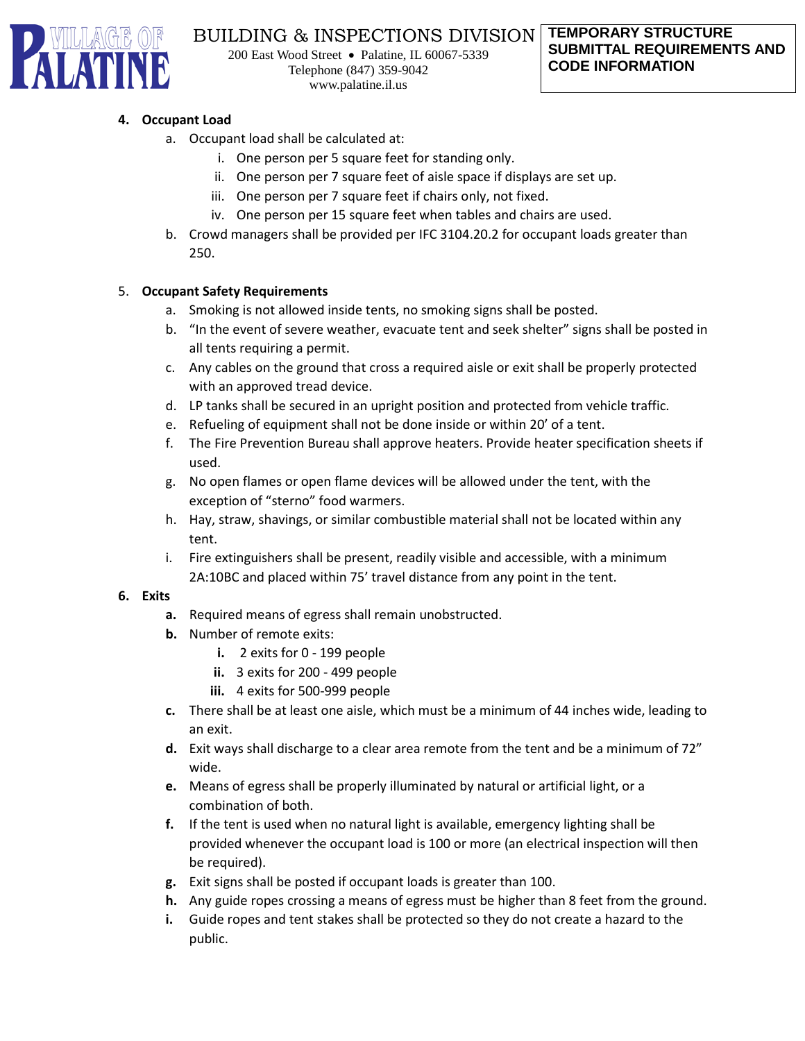**4. Occupant Load**

a. Occupant load shall be calculated at:

  i. One person per 5 square feet for standing only.

  ii. One person per 7 square feet of aisle space if displays are set up.

  iii. One person per 7 square feet if chairs only, not fixed.

  iv. One person per 15 square feet when tables and chairs are used.

b. Crowd managers shall be provided per IFC 3104.20.2 for occupant loads greater than 250.

5. **Occupant Safety Requirements**

a. Smoking is not allowed inside tents, no smoking signs shall be posted.

b. "In the event of severe weather, evacuate tent and seek shelter" signs shall be posted in all tents requiring a permit.

c. Any cables on the ground that cross a required aisle or exit shall be properly protected with an approved tread device.

d. LP tanks shall be secured in an upright position and protected from vehicle traffic.

e. Refueling of equipment shall not be done inside or within 20' of a tent.

f. The Fire Prevention Bureau shall approve heaters. Provide heater specification sheets if used.

g. No open flames or open flame devices will be allowed under the tent, with the exception of "sterno" food warmers.

h. Hay, straw, shavings, or similar combustible material shall not be located within any tent.

i. Fire extinguishers shall be present, readily visible and accessible, with a minimum 2A:10BC and placed within 75' travel distance from any point in the tent.

**6. Exits**

**a.** Required means of egress shall remain unobstructed.

**b.** Number of remote exits:

  **i.** 2 exits for 0 - 199 people

  **ii.** 3 exits for 200 - 499 people

  **iii.** 4 exits for 500-999 people

**c.** There shall be at least one aisle, which must be a minimum of 44 inches wide, leading to an exit.

**d.** Exit ways shall discharge to a clear area remote from the tent and be a minimum of 72" wide.

**e.** Means of egress shall be properly illuminated by natural or artificial light, or a combination of both.

**f.** If the tent is used when no natural light is available, emergency lighting shall be provided whenever the occupant load is 100 or more (an electrical inspection will then be required).

**g.** Exit signs shall be posted if occupant loads is greater than 100.

**h.** Any guide ropes crossing a means of egress must be higher than 8 feet from the ground.

**i.** Guide ropes and tent stakes shall be protected so they do not create a hazard to the public.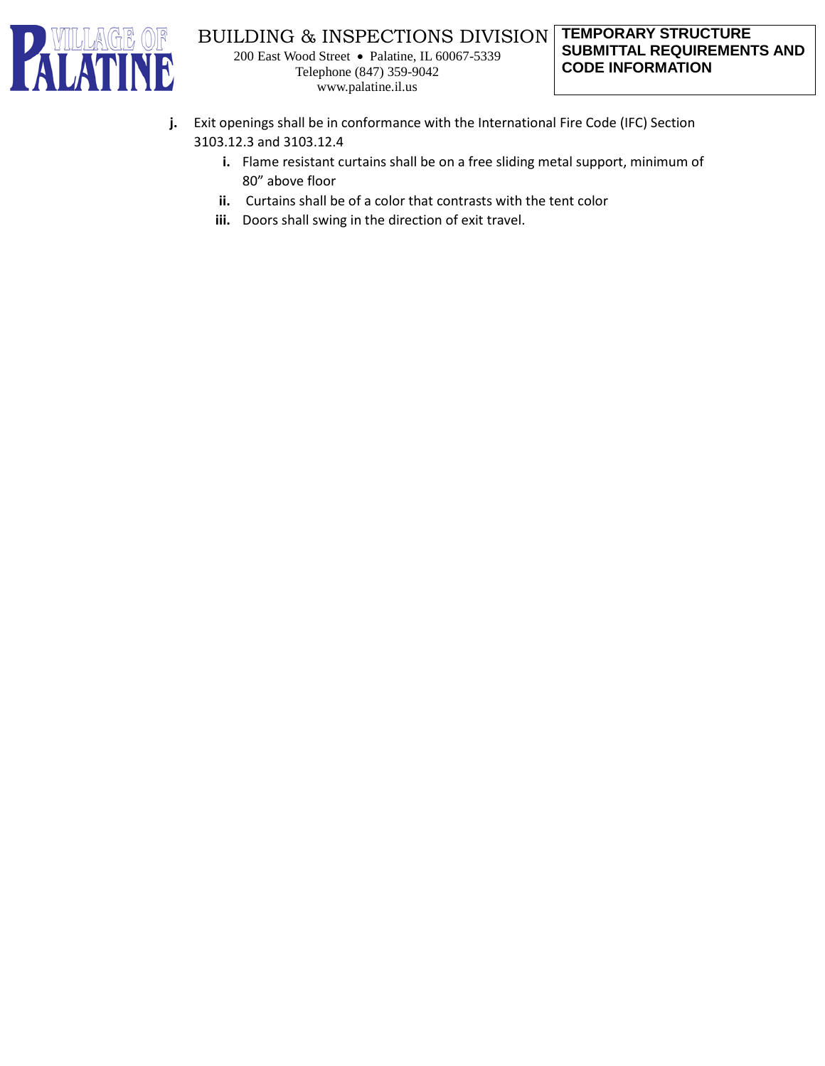**j.** Exit openings shall be in conformance with the International Fire Code (IFC) Section 3103.12.3 and 3103.12.4

- **i.** Flame resistant curtains shall be on a free sliding metal support, minimum of 80" above floor
- **ii.** Curtains shall be of a color that contrasts with the tent color
- **iii.** Doors shall swing in the direction of exit travel.